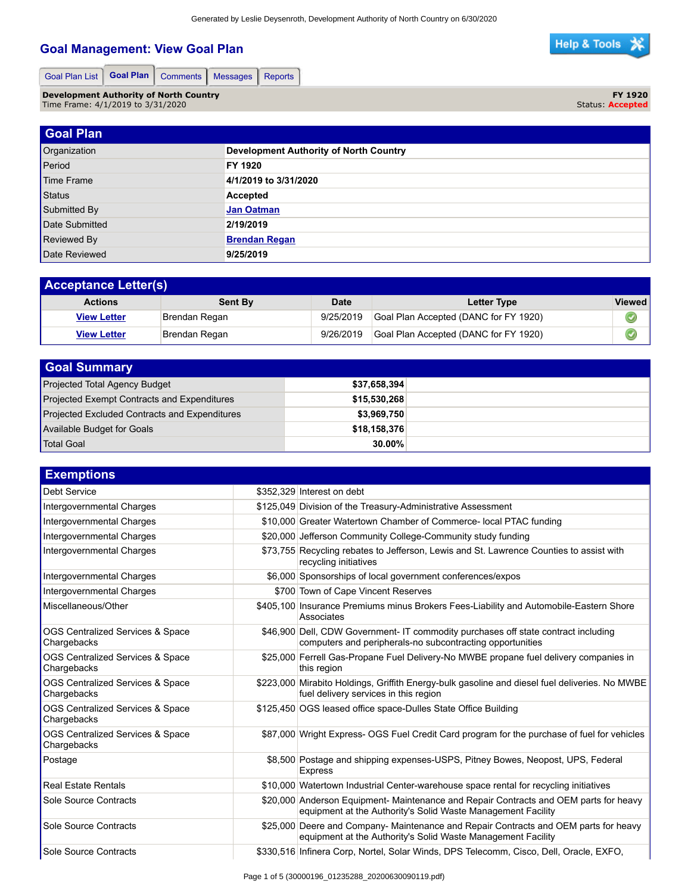# Goal Management: View Goal Plan

Goal Plan List | **Goal Plan** | Comments | Messages | Reports

**Development Authority of North Country** — **FY 1920**
Time Frame: 4/1/2019 to 3/31/2020 — Status: **Accepted**

## Goal Plan

| | |
|---|---|
| Organization | **Development Authority of North Country** |
| Period | **FY 1920** |
| Time Frame | **4/1/2019 to 3/31/2020** |
| Status | **Accepted** |
| Submitted By | **Jan Oatman** |
| Date Submitted | **2/19/2019** |
| Reviewed By | **Brendan Regan** |
| Date Reviewed | **9/25/2019** |

## Acceptance Letter(s)

| Actions | Sent By | Date | Letter Type | Viewed |
|---|---|---|---|---|
| View Letter | Brendan Regan | 9/25/2019 | Goal Plan Accepted (DANC for FY 1920) | ✓ |
| View Letter | Brendan Regan | 9/26/2019 | Goal Plan Accepted (DANC for FY 1920) | ✓ |

## Goal Summary

| | |
|---|---|
| Projected Total Agency Budget | **$37,658,394** |
| Projected Exempt Contracts and Expenditures | **$15,530,268** |
| Projected Excluded Contracts and Expenditures | **$3,969,750** |
| Available Budget for Goals | **$18,158,376** |
| Total Goal | **30.00%** |

## Exemptions

| | | |
|---|---|---|
| Debt Service | $352,329 | Interest on debt |
| Intergovernmental Charges | $125,049 | Division of the Treasury-Administrative Assessment |
| Intergovernmental Charges | $10,000 | Greater Watertown Chamber of Commerce- local PTAC funding |
| Intergovernmental Charges | $20,000 | Jefferson Community College-Community study funding |
| Intergovernmental Charges | $73,755 | Recycling rebates to Jefferson, Lewis and St. Lawrence Counties to assist with recycling initiatives |
| Intergovernmental Charges | $6,000 | Sponsorships of local government conferences/expos |
| Intergovernmental Charges | $700 | Town of Cape Vincent Reserves |
| Miscellaneous/Other | $405,100 | Insurance Premiums minus Brokers Fees-Liability and Automobile-Eastern Shore Associates |
| OGS Centralized Services & Space Chargebacks | $46,900 | Dell, CDW Government- IT commodity purchases off state contract including computers and peripherals-no subcontracting opportunities |
| OGS Centralized Services & Space Chargebacks | $25,000 | Ferrell Gas-Propane Fuel Delivery-No MWBE propane fuel delivery companies in this region |
| OGS Centralized Services & Space Chargebacks | $223,000 | Mirabito Holdings, Griffith Energy-bulk gasoline and diesel fuel deliveries. No MWBE fuel delivery services in this region |
| OGS Centralized Services & Space Chargebacks | $125,450 | OGS leased office space-Dulles State Office Building |
| OGS Centralized Services & Space Chargebacks | $87,000 | Wright Express- OGS Fuel Credit Card program for the purchase of fuel for vehicles |
| Postage | $8,500 | Postage and shipping expenses-USPS, Pitney Bowes, Neopost, UPS, Federal Express |
| Real Estate Rentals | $10,000 | Watertown Industrial Center-warehouse space rental for recycling initiatives |
| Sole Source Contracts | $20,000 | Anderson Equipment- Maintenance and Repair Contracts and OEM parts for heavy equipment at the Authority's Solid Waste Management Facility |
| Sole Source Contracts | $25,000 | Deere and Company- Maintenance and Repair Contracts and OEM parts for heavy equipment at the Authority's Solid Waste Management Facility |
| Sole Source Contracts | $330,516 | Infinera Corp, Nortel, Solar Winds, DPS Telecomm, Cisco, Dell, Oracle, EXFO, |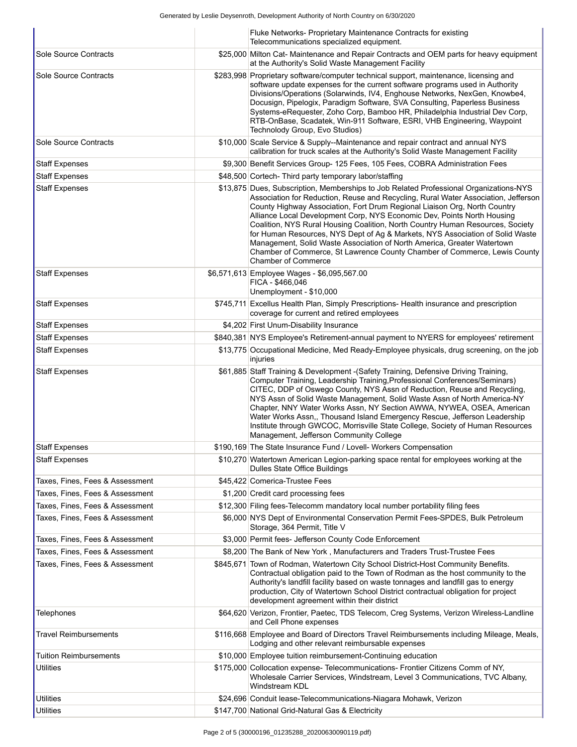| | | |
|---|---|---|
| | | Fluke Networks- Proprietary Maintenance Contracts for existing Telecommunications specialized equipment. |
| Sole Source Contracts | $25,000 | Milton Cat- Maintenance and Repair Contracts and OEM parts for heavy equipment at the Authority's Solid Waste Management Facility |
| Sole Source Contracts | $283,998 | Proprietary software/computer technical support, maintenance, licensing and software update expenses for the current software programs used in Authority Divisions/Operations (Solarwinds, IV4, Enghouse Networks, NexGen, Knowbe4, Docusign, Pipelogix, Paradigm Software, SVA Consulting, Paperless Business Systems-eRequester, Zoho Corp, Bamboo HR, Philadelphia Industrial Dev Corp, RTB-OnBase, Scadatek, Win-911 Software, ESRI, VHB Engineering, Waypoint Technolody Group, Evo Studios) |
| Sole Source Contracts | $10,000 | Scale Service & Supply--Maintenance and repair contract and annual NYS calibration for truck scales at the Authority's Solid Waste Management Facility |
| Staff Expenses | $9,300 | Benefit Services Group- 125 Fees, 105 Fees, COBRA Administration Fees |
| Staff Expenses | $48,500 | Cortech- Third party temporary labor/staffing |
| Staff Expenses | $13,875 | Dues, Subscription, Memberships to Job Related Professional Organizations-NYS Association for Reduction, Reuse and Recycling, Rural Water Association, Jefferson County Highway Association, Fort Drum Regional Liaison Org, North Country Alliance Local Development Corp, NYS Economic Dev, Points North Housing Coalition, NYS Rural Housing Coalition, North Country Human Resources, Society for Human Resources, NYS Dept of Ag & Markets, NYS Association of Solid Waste Management, Solid Waste Association of North America, Greater Watertown Chamber of Commerce, St Lawrence County Chamber of Commerce, Lewis County Chamber of Commerce |
| Staff Expenses | $6,571,613 | Employee Wages - $6,095,567.00<br>FICA - $466,046<br>Unemployment - $10,000 |
| Staff Expenses | $745,711 | Excellus Health Plan, Simply Prescriptions- Health insurance and prescription coverage for current and retired employees |
| Staff Expenses | $4,202 | First Unum-Disability Insurance |
| Staff Expenses | $840,381 | NYS Employee's Retirement-annual payment to NYERS for employees' retirement |
| Staff Expenses | $13,775 | Occupational Medicine, Med Ready-Employee physicals, drug screening, on the job injuries |
| Staff Expenses | $61,885 | Staff Training & Development -(Safety Training, Defensive Driving Training, Computer Training, Leadership Training,Professional Conferences/Seminars) CITEC, DDP of Oswego County, NYS Assn of Reduction, Reuse and Recycling, NYS Assn of Solid Waste Management, Solid Waste Assn of North America-NY Chapter, NNY Water Works Assn, NY Section AWWA, NYWEA, OSEA, American Water Works Assn,, Thousand Island Emergency Rescue, Jefferson Leadership Institute through GWCOC, Morrisville State College, Society of Human Resources Management, Jefferson Community College |
| Staff Expenses | $190,169 | The State Insurance Fund / Lovell- Workers Compensation |
| Staff Expenses | $10,270 | Watertown American Legion-parking space rental for employees working at the Dulles State Office Buildings |
| Taxes, Fines, Fees & Assessment | $45,422 | Comerica-Trustee Fees |
| Taxes, Fines, Fees & Assessment | $1,200 | Credit card processing fees |
| Taxes, Fines, Fees & Assessment | $12,300 | Filing fees-Telecomm mandatory local number portability filing fees |
| Taxes, Fines, Fees & Assessment | $6,000 | NYS Dept of Environmental Conservation Permit Fees-SPDES, Bulk Petroleum Storage, 364 Permit, Title V |
| Taxes, Fines, Fees & Assessment | $3,000 | Permit fees- Jefferson County Code Enforcement |
| Taxes, Fines, Fees & Assessment | $8,200 | The Bank of New York , Manufacturers and Traders Trust-Trustee Fees |
| Taxes, Fines, Fees & Assessment | $845,671 | Town of Rodman, Watertown City School District-Host Community Benefits. Contractual obligation paid to the Town of Rodman as the host community to the Authority's landfill facility based on waste tonnages and landfill gas to energy production, City of Watertown School District contractual obligation for project development agreement within their district |
| Telephones | $64,620 | Verizon, Frontier, Paetec, TDS Telecom, Creg Systems, Verizon Wireless-Landline and Cell Phone expenses |
| Travel Reimbursements | $116,668 | Employee and Board of Directors Travel Reimbursements including Mileage, Meals, Lodging and other relevant reimbursable expenses |
| Tuition Reimbursements | $10,000 | Employee tuition reimbursement-Continuing education |
| Utilities | $175,000 | Collocation expense- Telecommunications- Frontier Citizens Comm of NY, Wholesale Carrier Services, Windstream, Level 3 Communications, TVC Albany, Windstream KDL |
| Utilities | $24,696 | Conduit lease-Telecommunications-Niagara Mohawk, Verizon |
| Utilities | $147,700 | National Grid-Natural Gas & Electricity |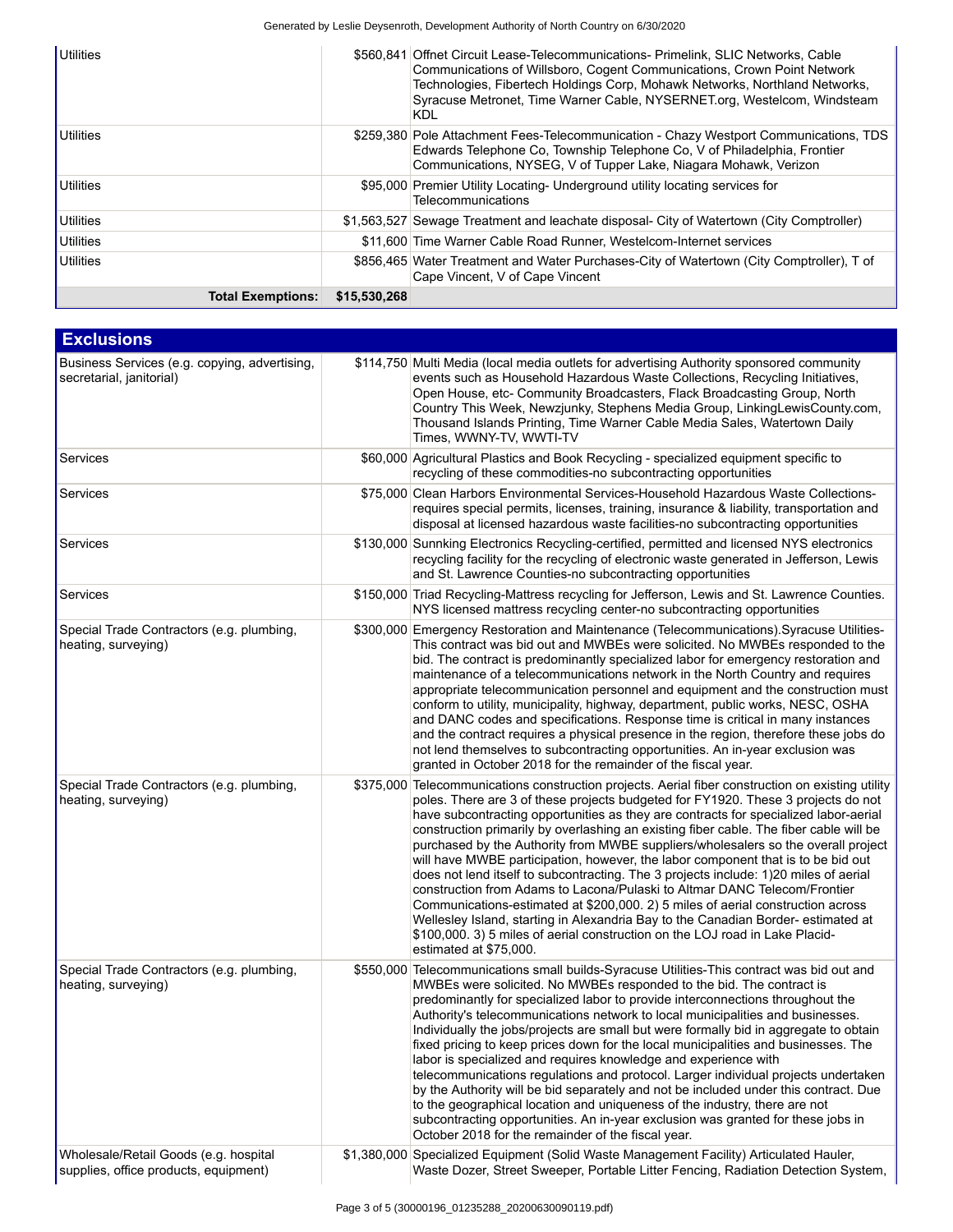| | | |
|---|---|---|
| Utilities | $560,841 | Offnet Circuit Lease-Telecommunications- Primelink, SLIC Networks, Cable Communications of Willsboro, Cogent Communications, Crown Point Network Technologies, Fibertech Holdings Corp, Mohawk Networks, Northland Networks, Syracuse Metronet, Time Warner Cable, NYSERNET.org, Westelcom, Windsteam KDL |
| Utilities | $259,380 | Pole Attachment Fees-Telecommunication - Chazy Westport Communications, TDS Edwards Telephone Co, Township Telephone Co, V of Philadelphia, Frontier Communications, NYSEG, V of Tupper Lake, Niagara Mohawk, Verizon |
| Utilities | $95,000 | Premier Utility Locating- Underground utility locating services for Telecommunications |
| Utilities | $1,563,527 | Sewage Treatment and leachate disposal- City of Watertown (City Comptroller) |
| Utilities | $11,600 | Time Warner Cable Road Runner, Westelcom-Internet services |
| Utilities | $856,465 | Water Treatment and Water Purchases-City of Watertown (City Comptroller), T of Cape Vincent, V of Cape Vincent |
| **Total Exemptions:** | **$15,530,268** | |

## Exclusions

| | | |
|---|---|---|
| Business Services (e.g. copying, advertising, secretarial, janitorial) | $114,750 | Multi Media (local media outlets for advertising Authority sponsored community events such as Household Hazardous Waste Collections, Recycling Initiatives, Open House, etc- Community Broadcasters, Flack Broadcasting Group, North Country This Week, Newzjunky, Stephens Media Group, LinkingLewisCounty.com, Thousand Islands Printing, Time Warner Cable Media Sales, Watertown Daily Times, WWNY-TV, WWTI-TV |
| Services | $60,000 | Agricultural Plastics and Book Recycling - specialized equipment specific to recycling of these commodities-no subcontracting opportunities |
| Services | $75,000 | Clean Harbors Environmental Services-Household Hazardous Waste Collections-requires special permits, licenses, training, insurance & liability, transportation and disposal at licensed hazardous waste facilities-no subcontracting opportunities |
| Services | $130,000 | Sunnking Electronics Recycling-certified, permitted and licensed NYS electronics recycling facility for the recycling of electronic waste generated in Jefferson, Lewis and St. Lawrence Counties-no subcontracting opportunities |
| Services | $150,000 | Triad Recycling-Mattress recycling for Jefferson, Lewis and St. Lawrence Counties. NYS licensed mattress recycling center-no subcontracting opportunities |
| Special Trade Contractors (e.g. plumbing, heating, surveying) | $300,000 | Emergency Restoration and Maintenance (Telecommunications).Syracuse Utilities-This contract was bid out and MWBEs were solicited. No MWBEs responded to the bid. The contract is predominantly specialized labor for emergency restoration and maintenance of a telecommunications network in the North Country and requires appropriate telecommunication personnel and equipment and the construction must conform to utility, municipality, highway, department, public works, NESC, OSHA and DANC codes and specifications. Response time is critical in many instances and the contract requires a physical presence in the region, therefore these jobs do not lend themselves to subcontracting opportunities. An in-year exclusion was granted in October 2018 for the remainder of the fiscal year. |
| Special Trade Contractors (e.g. plumbing, heating, surveying) | $375,000 | Telecommunications construction projects. Aerial fiber construction on existing utility poles. There are 3 of these projects budgeted for FY1920. These 3 projects do not have subcontracting opportunities as they are contracts for specialized labor-aerial construction primarily by overlashing an existing fiber cable. The fiber cable will be purchased by the Authority from MWBE suppliers/wholesalers so the overall project will have MWBE participation, however, the labor component that is to be bid out does not lend itself to subcontracting. The 3 projects include: 1)20 miles of aerial construction from Adams to Lacona/Pulaski to Altmar DANC Telecom/Frontier Communications-estimated at $200,000. 2) 5 miles of aerial construction across Wellesley Island, starting in Alexandria Bay to the Canadian Border- estimated at $100,000. 3) 5 miles of aerial construction on the LOJ road in Lake Placid-estimated at $75,000. |
| Special Trade Contractors (e.g. plumbing, heating, surveying) | $550,000 | Telecommunications small builds-Syracuse Utilities-This contract was bid out and MWBEs were solicited. No MWBEs responded to the bid. The contract is predominantly for specialized labor to provide interconnections throughout the Authority's telecommunications network to local municipalities and businesses. Individually the jobs/projects are small but were formally bid in aggregate to obtain fixed pricing to keep prices down for the local municipalities and businesses. The labor is specialized and requires knowledge and experience with telecommunications regulations and protocol. Larger individual projects undertaken by the Authority will be bid separately and not be included under this contract. Due to the geographical location and uniqueness of the industry, there are not subcontracting opportunities. An in-year exclusion was granted for these jobs in October 2018 for the remainder of the fiscal year. |
| Wholesale/Retail Goods (e.g. hospital supplies, office products, equipment) | $1,380,000 | Specialized Equipment (Solid Waste Management Facility) Articulated Hauler, Waste Dozer, Street Sweeper, Portable Litter Fencing, Radiation Detection System, |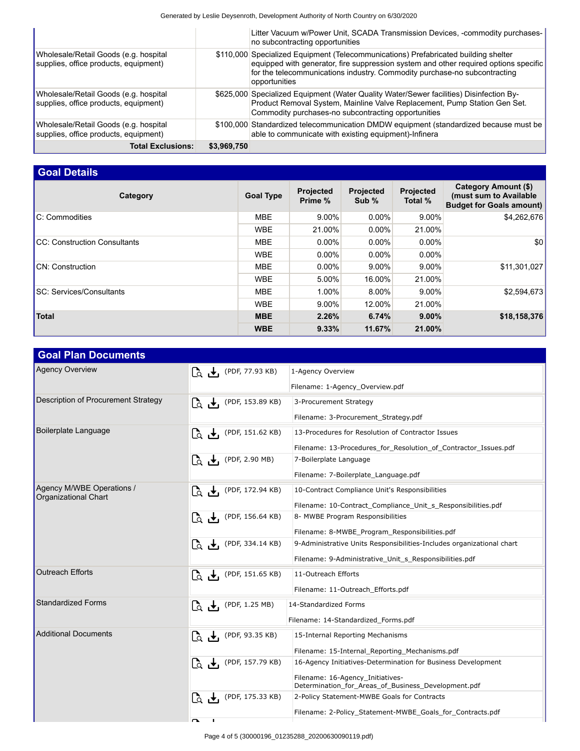| | | |
|---|---|---|
| | | Litter Vacuum w/Power Unit, SCADA Transmission Devices, -commodity purchases-no subcontracting opportunities |
| Wholesale/Retail Goods (e.g. hospital supplies, office products, equipment) | $110,000 | Specialized Equipment (Telecommunications) Prefabricated building shelter equipped with generator, fire suppression system and other required options specific for the telecommunications industry. Commodity purchase-no subcontracting opportunities |
| Wholesale/Retail Goods (e.g. hospital supplies, office products, equipment) | $625,000 | Specialized Equipment (Water Quality Water/Sewer facilities) Disinfection By-Product Removal System, Mainline Valve Replacement, Pump Station Gen Set. Commodity purchases-no subcontracting opportunities |
| Wholesale/Retail Goods (e.g. hospital supplies, office products, equipment) | $100,000 | Standardized telecommunication DMDW equipment (standardized because must be able to communicate with existing equipment)-Infinera |
| **Total Exclusions:** | **$3,969,750** | |

## Goal Details

| Category | Goal Type | Projected Prime % | Projected Sub % | Projected Total % | Category Amount ($) (must sum to Available Budget for Goals amount) |
|---|---|---|---|---|---|
| C: Commodities | MBE | 9.00% | 0.00% | 9.00% | $4,262,676 |
| | WBE | 21.00% | 0.00% | 21.00% | |
| CC: Construction Consultants | MBE | 0.00% | 0.00% | 0.00% | $0 |
| | WBE | 0.00% | 0.00% | 0.00% | |
| CN: Construction | MBE | 0.00% | 9.00% | 9.00% | $11,301,027 |
| | WBE | 5.00% | 16.00% | 21.00% | |
| SC: Services/Consultants | MBE | 1.00% | 8.00% | 9.00% | $2,594,673 |
| | WBE | 9.00% | 12.00% | 21.00% | |
| **Total** | **MBE** | **2.26%** | **6.74%** | **9.00%** | **$18,158,376** |
| | **WBE** | **9.33%** | **11.67%** | **21.00%** | |

## Goal Plan Documents

| Document Type | File | Description |
|---|---|---|
| Agency Overview | (PDF, 77.93 KB) | 1-Agency Overview<br>Filename: 1-Agency_Overview.pdf |
| Description of Procurement Strategy | (PDF, 153.89 KB) | 3-Procurement Strategy<br>Filename: 3-Procurement_Strategy.pdf |
| Boilerplate Language | (PDF, 151.62 KB) | 13-Procedures for Resolution of Contractor Issues<br>Filename: 13-Procedures_for_Resolution_of_Contractor_Issues.pdf |
| | (PDF, 2.90 MB) | 7-Boilerplate Language<br>Filename: 7-Boilerplate_Language.pdf |
| Agency M/WBE Operations / Organizational Chart | (PDF, 172.94 KB) | 10-Contract Compliance Unit's Responsibilities<br>Filename: 10-Contract_Compliance_Unit_s_Responsibilities.pdf |
| | (PDF, 156.64 KB) | 8- MWBE Program Responsibilities<br>Filename: 8-MWBE_Program_Responsibilities.pdf |
| | (PDF, 334.14 KB) | 9-Administrative Units Responsibilities-Includes organizational chart<br>Filename: 9-Administrative_Unit_s_Responsibilities.pdf |
| Outreach Efforts | (PDF, 151.65 KB) | 11-Outreach Efforts<br>Filename: 11-Outreach_Efforts.pdf |
| Standardized Forms | (PDF, 1.25 MB) | 14-Standardized Forms<br>Filename: 14-Standardized_Forms.pdf |
| Additional Documents | (PDF, 93.35 KB) | 15-Internal Reporting Mechanisms<br>Filename: 15-Internal_Reporting_Mechanisms.pdf |
| | (PDF, 157.79 KB) | 16-Agency Initiatives-Determination for Business Development<br>Filename: 16-Agency_Initiatives-Determination_for_Areas_of_Business_Development.pdf |
| | (PDF, 175.33 KB) | 2-Policy Statement-MWBE Goals for Contracts<br>Filename: 2-Policy_Statement-MWBE_Goals_for_Contracts.pdf |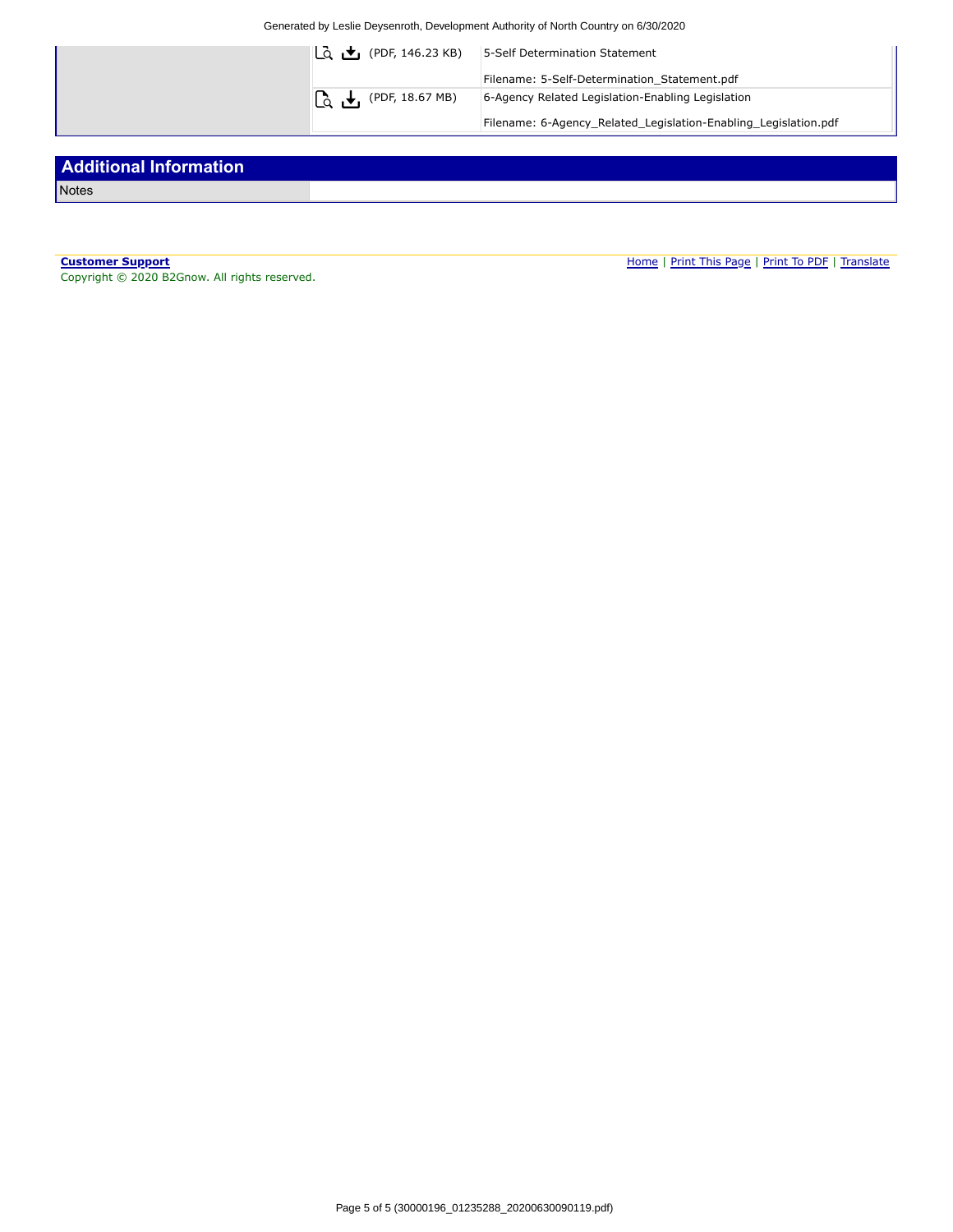| | | |
|---|---|---|
| | (PDF, 146.23 KB) | 5-Self Determination Statement<br><br>Filename: 5-Self-Determination_Statement.pdf |
| | (PDF, 18.67 MB) | 6-Agency Related Legislation-Enabling Legislation<br><br>Filename: 6-Agency_Related_Legislation-Enabling_Legislation.pdf |

## Additional Information

| | |
|---|---|
| Notes | |

**Customer Support**
Copyright © 2020 B2Gnow. All rights reserved.

Home | Print This Page | Print To PDF | Translate